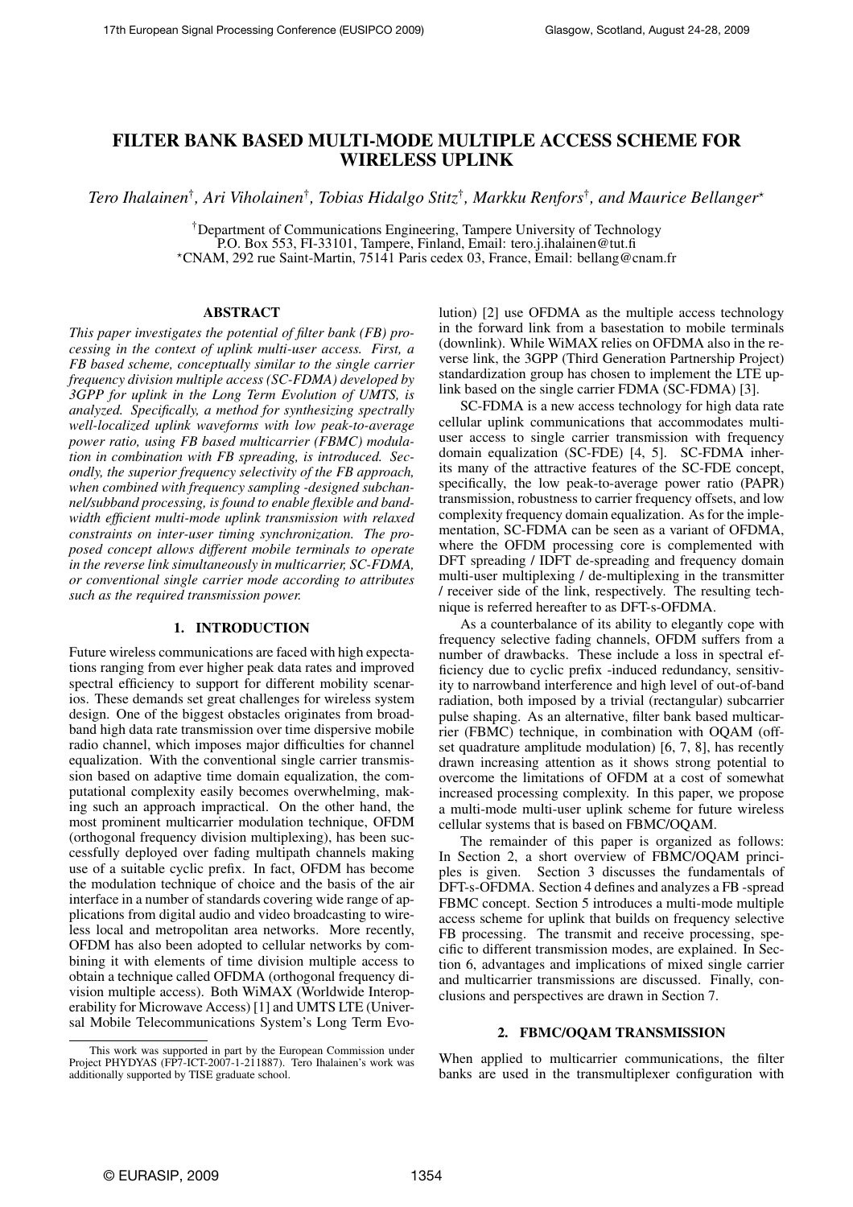# FILTER BANK BASED MULTI-MODE MULTIPLE ACCESS SCHEME FOR WIRELESS UPLINK

*Tero Ihalainen*†*, Ari Viholainen*†*, Tobias Hidalgo Stitz*†*, Markku Renfors*†*, and Maurice Bellanger*⋆

†Department of Communications Engineering, Tampere University of Technology
P.O. Box 553, FI-33101, Tampere, Finland, Email: tero.j.ihalainen@tut.fi
⋆CNAM, 292 rue Saint-Martin, 75141 Paris cedex 03, France, Email: bellang@cnam.fr

## ABSTRACT

*This paper investigates the potential of filter bank (FB) processing in the context of uplink multi-user access. First, a FB based scheme, conceptually similar to the single carrier frequency division multiple access (SC-FDMA) developed by 3GPP for uplink in the Long Term Evolution of UMTS, is analyzed. Specifically, a method for synthesizing spectrally well-localized uplink waveforms with low peak-to-average power ratio, using FB based multicarrier (FBMC) modulation in combination with FB spreading, is introduced. Secondly, the superior frequency selectivity of the FB approach, when combined with frequency sampling -designed subchannel/subband processing, is found to enable flexible and bandwidth efficient multi-mode uplink transmission with relaxed constraints on inter-user timing synchronization. The proposed concept allows different mobile terminals to operate in the reverse link simultaneously in multicarrier, SC-FDMA, or conventional single carrier mode according to attributes such as the required transmission power.*

## 1. INTRODUCTION

Future wireless communications are faced with high expectations ranging from ever higher peak data rates and improved spectral efficiency to support for different mobility scenarios. These demands set great challenges for wireless system design. One of the biggest obstacles originates from broadband high data rate transmission over time dispersive mobile radio channel, which imposes major difficulties for channel equalization. With the conventional single carrier transmission based on adaptive time domain equalization, the computational complexity easily becomes overwhelming, making such an approach impractical. On the other hand, the most prominent multicarrier modulation technique, OFDM (orthogonal frequency division multiplexing), has been successfully deployed over fading multipath channels making use of a suitable cyclic prefix. In fact, OFDM has become the modulation technique of choice and the basis of the air interface in a number of standards covering wide range of applications from digital audio and video broadcasting to wireless local and metropolitan area networks. More recently, OFDM has also been adopted to cellular networks by combining it with elements of time division multiple access to obtain a technique called OFDMA (orthogonal frequency division multiple access). Both WiMAX (Worldwide Interoperability for Microwave Access) [1] and UMTS LTE (Universal Mobile Telecommunications System's Long Term Evolution) [2] use OFDMA as the multiple access technology in the forward link from a basestation to mobile terminals (downlink). While WiMAX relies on OFDMA also in the reverse link, the 3GPP (Third Generation Partnership Project) standardization group has chosen to implement the LTE uplink based on the single carrier FDMA (SC-FDMA) [3].

SC-FDMA is a new access technology for high data rate cellular uplink communications that accommodates multi-user access to single carrier transmission with frequency domain equalization (SC-FDE) [4, 5]. SC-FDMA inherits many of the attractive features of the SC-FDE concept, specifically, the low peak-to-average power ratio (PAPR) transmission, robustness to carrier frequency offsets, and low complexity frequency domain equalization. As for the implementation, SC-FDMA can be seen as a variant of OFDMA, where the OFDM processing core is complemented with DFT spreading / IDFT de-spreading and frequency domain multi-user multiplexing / de-multiplexing in the transmitter / receiver side of the link, respectively. The resulting technique is referred hereafter to as DFT-s-OFDMA.

As a counterbalance of its ability to elegantly cope with frequency selective fading channels, OFDM suffers from a number of drawbacks. These include a loss in spectral efficiency due to cyclic prefix -induced redundancy, sensitivity to narrowband interference and high level of out-of-band radiation, both imposed by a trivial (rectangular) subcarrier pulse shaping. As an alternative, filter bank based multicarrier (FBMC) technique, in combination with OQAM (offset quadrature amplitude modulation) [6, 7, 8], has recently drawn increasing attention as it shows strong potential to overcome the limitations of OFDM at a cost of somewhat increased processing complexity. In this paper, we propose a multi-mode multi-user uplink scheme for future wireless cellular systems that is based on FBMC/OQAM.

The remainder of this paper is organized as follows: In Section 2, a short overview of FBMC/OQAM principles is given. Section 3 discusses the fundamentals of DFT-s-OFDMA. Section 4 defines and analyzes a FB -spread FBMC concept. Section 5 introduces a multi-mode multiple access scheme for uplink that builds on frequency selective FB processing. The transmit and receive processing, specific to different transmission modes, are explained. In Section 6, advantages and implications of mixed single carrier and multicarrier transmissions are discussed. Finally, conclusions and perspectives are drawn in Section 7.

## 2. FBMC/OQAM TRANSMISSION

When applied to multicarrier communications, the filter banks are used in the transmultiplexer configuration with

This work was supported in part by the European Commission under Project PHYDYAS (FP7-ICT-2007-1-211887). Tero Ihalainen's work was additionally supported by TISE graduate school.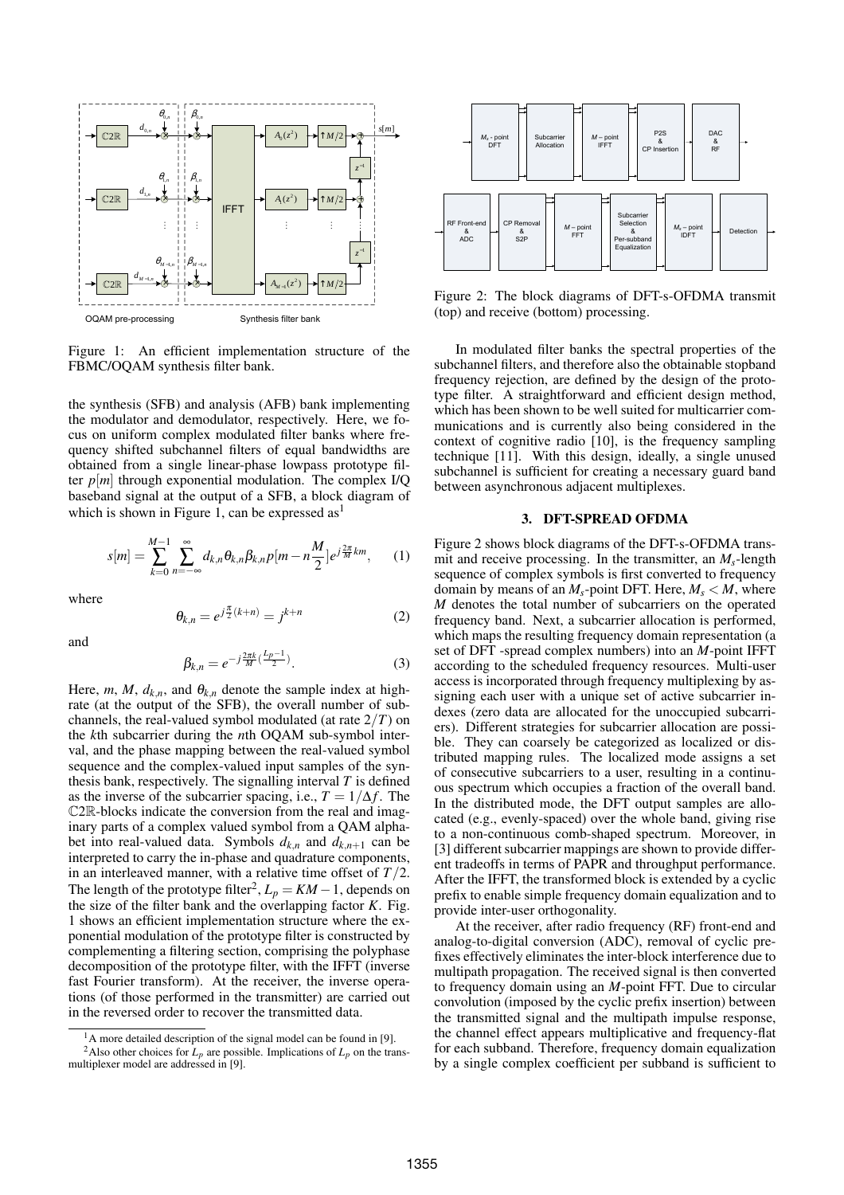Figure 1: An efficient implementation structure of the FBMC/OQAM synthesis filter bank.

the synthesis (SFB) and analysis (AFB) bank implementing the modulator and demodulator, respectively. Here, we focus on uniform complex modulated filter banks where frequency shifted subchannel filters of equal bandwidths are obtained from a single linear-phase lowpass prototype filter $p[m]$ through exponential modulation. The complex I/Q baseband signal at the output of a SFB, a block diagram of which is shown in Figure 1, can be expressed as[1]

$$s[m] = \sum_{k=0}^{M-1} \sum_{n=-\infty}^{\infty} d_{k,n} \theta_{k,n} \beta_{k,n} p[m - n\frac{M}{2}] e^{j\frac{2\pi}{M}km}, \qquad (1)$$

where

$$\theta_{k,n} = e^{j\frac{\pi}{2}(k+n)} = j^{k+n} \qquad (2)$$

and

$$\beta_{k,n} = e^{-j\frac{2\pi k}{M}(\frac{L_p - 1}{2})}. \qquad (3)$$

Here, $m$, $M$, $d_{k,n}$, and $\theta_{k,n}$ denote the sample index at high-rate (at the output of the SFB), the overall number of subchannels, the real-valued symbol modulated (at rate $2/T$) on the $k$th subcarrier during the $n$th OQAM sub-symbol interval, and the phase mapping between the real-valued symbol sequence and the complex-valued input samples of the synthesis bank, respectively. The signalling interval $T$ is defined as the inverse of the subcarrier spacing, i.e., $T = 1/\Delta f$. The $\mathbb{C}2\mathbb{R}$-blocks indicate the conversion from the real and imaginary parts of a complex valued symbol from a QAM alphabet into real-valued data. Symbols $d_{k,n}$ and $d_{k,n+1}$ can be interpreted to carry the in-phase and quadrature components, in an interleaved manner, with a relative time offset of $T/2$. The length of the prototype filter[2], $L_p = KM - 1$, depends on the size of the filter bank and the overlapping factor $K$. Fig. 1 shows an efficient implementation structure where the exponential modulation of the prototype filter is constructed by complementing a filtering section, comprising the polyphase decomposition of the prototype filter, with the IFFT (inverse fast Fourier transform). At the receiver, the inverse operations (of those performed in the transmitter) are carried out in the reversed order to recover the transmitted data.

[1] A more detailed description of the signal model can be found in [9].

[2] Also other choices for $L_p$ are possible. Implications of $L_p$ on the transmultiplexer model are addressed in [9].

Figure 2: The block diagrams of DFT-s-OFDMA transmit (top) and receive (bottom) processing.

In modulated filter banks the spectral properties of the subchannel filters, and therefore also the obtainable stopband frequency rejection, are defined by the design of the prototype filter. A straightforward and efficient design method, which has been shown to be well suited for multicarrier communications and is currently also being considered in the context of cognitive radio [10], is the frequency sampling technique [11]. With this design, ideally, a single unused subchannel is sufficient for creating a necessary guard band between asynchronous adjacent multiplexes.

## 3. DFT-SPREAD OFDMA

Figure 2 shows block diagrams of the DFT-s-OFDMA transmit and receive processing. In the transmitter, an $M_s$-length sequence of complex symbols is first converted to frequency domain by means of an $M_s$-point DFT. Here, $M_s < M$, where $M$ denotes the total number of subcarriers on the operated frequency band. Next, a subcarrier allocation is performed, which maps the resulting frequency domain representation (a set of DFT -spread complex numbers) into an $M$-point IFFT according to the scheduled frequency resources. Multi-user access is incorporated through frequency multiplexing by assigning each user with a unique set of active subcarrier indexes (zero data are allocated for the unoccupied subcarriers). Different strategies for subcarrier allocation are possible. They can coarsely be categorized as localized or distributed mapping rules. The localized mode assigns a set of consecutive subcarriers to a user, resulting in a continuous spectrum which occupies a fraction of the overall band. In the distributed mode, the DFT output samples are allocated (e.g., evenly-spaced) over the whole band, giving rise to a non-continuous comb-shaped spectrum. Moreover, in [3] different subcarrier mappings are shown to provide different tradeoffs in terms of PAPR and throughput performance. After the IFFT, the transformed block is extended by a cyclic prefix to enable simple frequency domain equalization and to provide inter-user orthogonality.

At the receiver, after radio frequency (RF) front-end and analog-to-digital conversion (ADC), removal of cyclic prefixes effectively eliminates the inter-block interference due to multipath propagation. The received signal is then converted to frequency domain using an $M$-point FFT. Due to circular convolution (imposed by the cyclic prefix insertion) between the transmitted signal and the multipath impulse response, the channel effect appears multiplicative and frequency-flat for each subband. Therefore, frequency domain equalization by a single complex coefficient per subband is sufficient to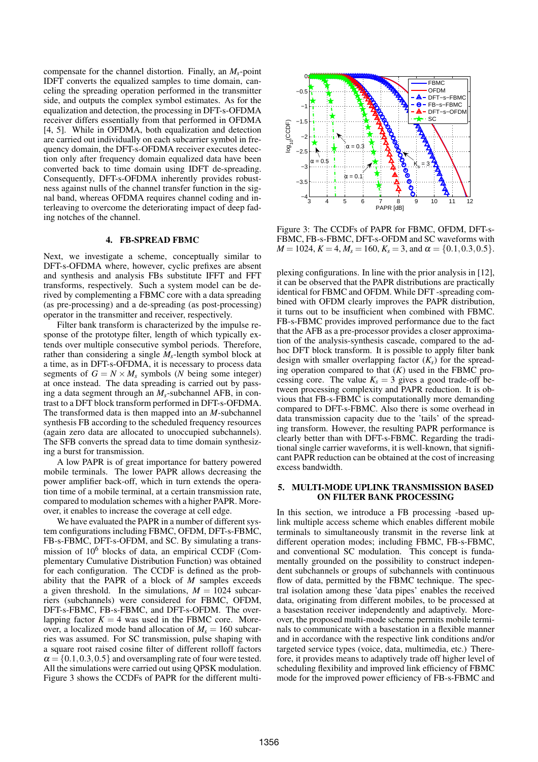compensate for the channel distortion. Finally, an $M_s$-point IDFT converts the equalized samples to time domain, canceling the spreading operation performed in the transmitter side, and outputs the complex symbol estimates. As for the equalization and detection, the processing in DFT-s-OFDMA receiver differs essentially from that performed in OFDMA [4, 5]. While in OFDMA, both equalization and detection are carried out individually on each subcarrier symbol in frequency domain, the DFT-s-OFDMA receiver executes detection only after frequency domain equalized data have been converted back to time domain using IDFT de-spreading. Consequently, DFT-s-OFDMA inherently provides robustness against nulls of the channel transfer function in the signal band, whereas OFDMA requires channel coding and interleaving to overcome the deteriorating impact of deep fading notches of the channel.

## 4. FB-SPREAD FBMC

Next, we investigate a scheme, conceptually similar to DFT-s-OFDMA where, however, cyclic prefixes are absent and synthesis and analysis FBs substitute IFFT and FFT transforms, respectively. Such a system model can be derived by complementing a FBMC core with a data spreading (as pre-processing) and a de-spreading (as post-processing) operator in the transmitter and receiver, respectively.

Filter bank transform is characterized by the impulse response of the prototype filter, length of which typically extends over multiple consecutive symbol periods. Therefore, rather than considering a single $M_s$-length symbol block at a time, as in DFT-s-OFDMA, it is necessary to process data segments of $G = N \times M_s$ symbols ($N$ being some integer) at once instead. The data spreading is carried out by passing a data segment through an $M_s$-subchannel AFB, in contrast to a DFT block transform performed in DFT-s-OFDMA. The transformed data is then mapped into an $M$-subchannel synthesis FB according to the scheduled frequency resources (again zero data are allocated to unoccupied subchannels). The SFB converts the spread data to time domain synthesizing a burst for transmission.

A low PAPR is of great importance for battery powered mobile terminals. The lower PAPR allows decreasing the power amplifier back-off, which in turn extends the operation time of a mobile terminal, at a certain transmission rate, compared to modulation schemes with a higher PAPR. Moreover, it enables to increase the coverage at cell edge.

We have evaluated the PAPR in a number of different system configurations including FBMC, OFDM, DFT-s-FBMC, FB-s-FBMC, DFT-s-OFDM, and SC. By simulating a transmission of $10^6$ blocks of data, an empirical CCDF (Complementary Cumulative Distribution Function) was obtained for each configuration. The CCDF is defined as the probability that the PAPR of a block of $M$ samples exceeds a given threshold. In the simulations, $M = 1024$ subcarriers (subchannels) were considered for FBMC, OFDM, DFT-s-FBMC, FB-s-FBMC, and DFT-s-OFDM. The overlapping factor $K = 4$ was used in the FBMC core. Moreover, a localized mode band allocation of $M_s = 160$ subcarriers was assumed. For SC transmission, pulse shaping with a square root raised cosine filter of different rolloff factors $\alpha = \{0.1, 0.3, 0.5\}$ and oversampling rate of four were tested. All the simulations were carried out using QPSK modulation. Figure 3 shows the CCDFs of PAPR for the different multiplexing configurations. In line with the prior analysis in [12], it can be observed that the PAPR distributions are practically identical for FBMC and OFDM. While DFT -spreading combined with OFDM clearly improves the PAPR distribution, it turns out to be insufficient when combined with FBMC. FB-s-FBMC provides improved performance due to the fact that the AFB as a pre-processor provides a closer approximation of the analysis-synthesis cascade, compared to the ad-hoc DFT block transform. It is possible to apply filter bank design with smaller overlapping factor ($K_s$) for the spreading operation compared to that ($K$) used in the FBMC processing core. The value $K_s = 3$ gives a good trade-off between processing complexity and PAPR reduction. It is obvious that FB-s-FBMC is computationally more demanding compared to DFT-s-FBMC. Also there is some overhead in data transmission capacity due to the 'tails' of the spreading transform. However, the resulting PAPR performance is clearly better than with DFT-s-FBMC. Regarding the traditional single carrier waveforms, it is well-known, that significant PAPR reduction can be obtained at the cost of increasing excess bandwidth.

Figure 3: The CCDFs of PAPR for FBMC, OFDM, DFT-s-FBMC, FB-s-FBMC, DFT-s-OFDM and SC waveforms with $M = 1024$, $K = 4$, $M_s = 160$, $K_s = 3$, and $\alpha = \{0.1, 0.3, 0.5\}$.

## 5. MULTI-MODE UPLINK TRANSMISSION BASED ON FILTER BANK PROCESSING

In this section, we introduce a FB processing -based uplink multiple access scheme which enables different mobile terminals to simultaneously transmit in the reverse link at different operation modes; including FBMC, FB-s-FBMC, and conventional SC modulation. This concept is fundamentally grounded on the possibility to construct independent subchannels or groups of subchannels with continuous flow of data, permitted by the FBMC technique. The spectral isolation among these 'data pipes' enables the received data, originating from different mobiles, to be processed at a basestation receiver independently and adaptively. Moreover, the proposed multi-mode scheme permits mobile terminals to communicate with a basestation in a flexible manner and in accordance with the respective link conditions and/or targeted service types (voice, data, multimedia, etc.) Therefore, it provides means to adaptively trade off higher level of scheduling flexibility and improved link efficiency of FBMC mode for the improved power efficiency of FB-s-FBMC and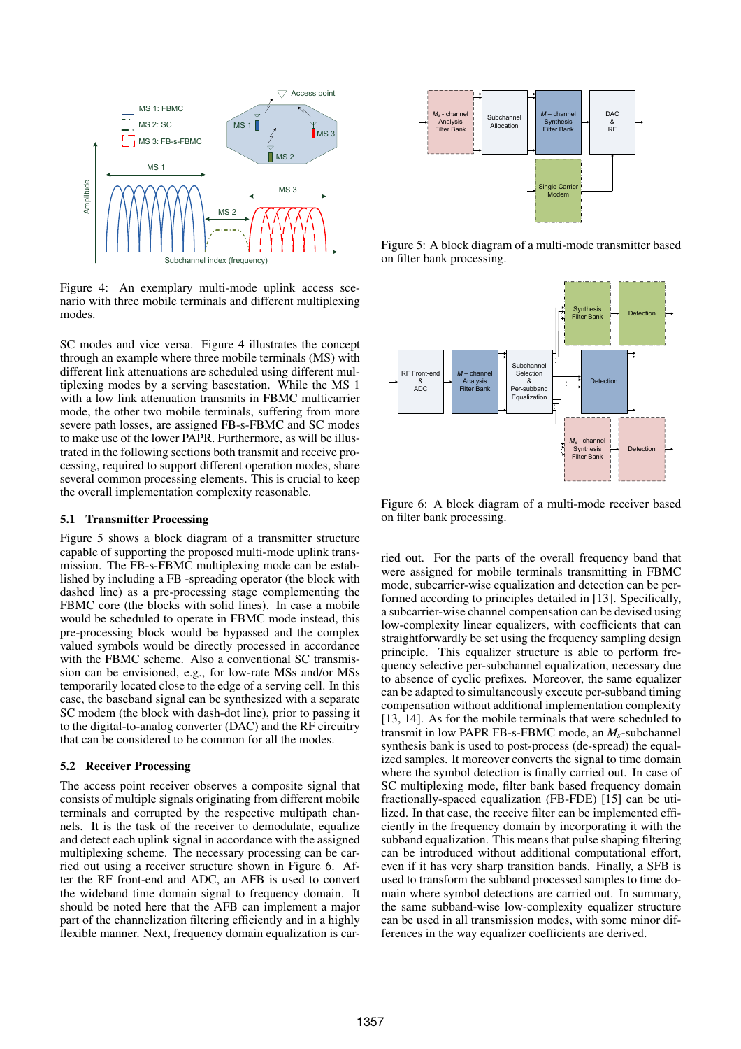Figure 4: An exemplary multi-mode uplink access scenario with three mobile terminals and different multiplexing modes.

SC modes and vice versa. Figure 4 illustrates the concept through an example where three mobile terminals (MS) with different link attenuations are scheduled using different multiplexing modes by a serving basestation. While the MS 1 with a low link attenuation transmits in FBMC multicarrier mode, the other two mobile terminals, suffering from more severe path losses, are assigned FB-s-FBMC and SC modes to make use of the lower PAPR. Furthermore, as will be illustrated in the following sections both transmit and receive processing, required to support different operation modes, share several common processing elements. This is crucial to keep the overall implementation complexity reasonable.

### 5.1 Transmitter Processing

Figure 5 shows a block diagram of a transmitter structure capable of supporting the proposed multi-mode uplink transmission. The FB-s-FBMC multiplexing mode can be established by including a FB -spreading operator (the block with dashed line) as a pre-processing stage complementing the FBMC core (the blocks with solid lines). In case a mobile would be scheduled to operate in FBMC mode instead, this pre-processing block would be bypassed and the complex valued symbols would be directly processed in accordance with the FBMC scheme. Also a conventional SC transmission can be envisioned, e.g., for low-rate MSs and/or MSs temporarily located close to the edge of a serving cell. In this case, the baseband signal can be synthesized with a separate SC modem (the block with dash-dot line), prior to passing it to the digital-to-analog converter (DAC) and the RF circuitry that can be considered to be common for all the modes.

### 5.2 Receiver Processing

The access point receiver observes a composite signal that consists of multiple signals originating from different mobile terminals and corrupted by the respective multipath channels. It is the task of the receiver to demodulate, equalize and detect each uplink signal in accordance with the assigned multiplexing scheme. The necessary processing can be carried out using a receiver structure shown in Figure 6. After the RF front-end and ADC, an AFB is used to convert the wideband time domain signal to frequency domain. It should be noted here that the AFB can implement a major part of the channelization filtering efficiently and in a highly flexible manner. Next, frequency domain equalization is carried out. For the parts of the overall frequency band that were assigned for mobile terminals transmitting in FBMC mode, subcarrier-wise equalization and detection can be performed according to principles detailed in [13]. Specifically, a subcarrier-wise channel compensation can be devised using low-complexity linear equalizers, with coefficients that can straightforwardly be set using the frequency sampling design principle. This equalizer structure is able to perform frequency selective per-subchannel equalization, necessary due to absence of cyclic prefixes. Moreover, the same equalizer can be adapted to simultaneously execute per-subband timing compensation without additional implementation complexity [13, 14]. As for the mobile terminals that were scheduled to transmit in low PAPR FB-s-FBMC mode, an $M_s$-subchannel synthesis bank is used to post-process (de-spread) the equalized samples. It moreover converts the signal to time domain where the symbol detection is finally carried out. In case of SC multiplexing mode, filter bank based frequency domain fractionally-spaced equalization (FB-FDE) [15] can be utilized. In that case, the receive filter can be implemented efficiently in the frequency domain by incorporating it with the subband equalization. This means that pulse shaping filtering can be introduced without additional computational effort, even if it has very sharp transition bands. Finally, a SFB is used to transform the subband processed samples to time domain where symbol detections are carried out. In summary, the same subband-wise low-complexity equalizer structure can be used in all transmission modes, with some minor differences in the way equalizer coefficients are derived.

Figure 5: A block diagram of a multi-mode transmitter based on filter bank processing.

Figure 6: A block diagram of a multi-mode receiver based on filter bank processing.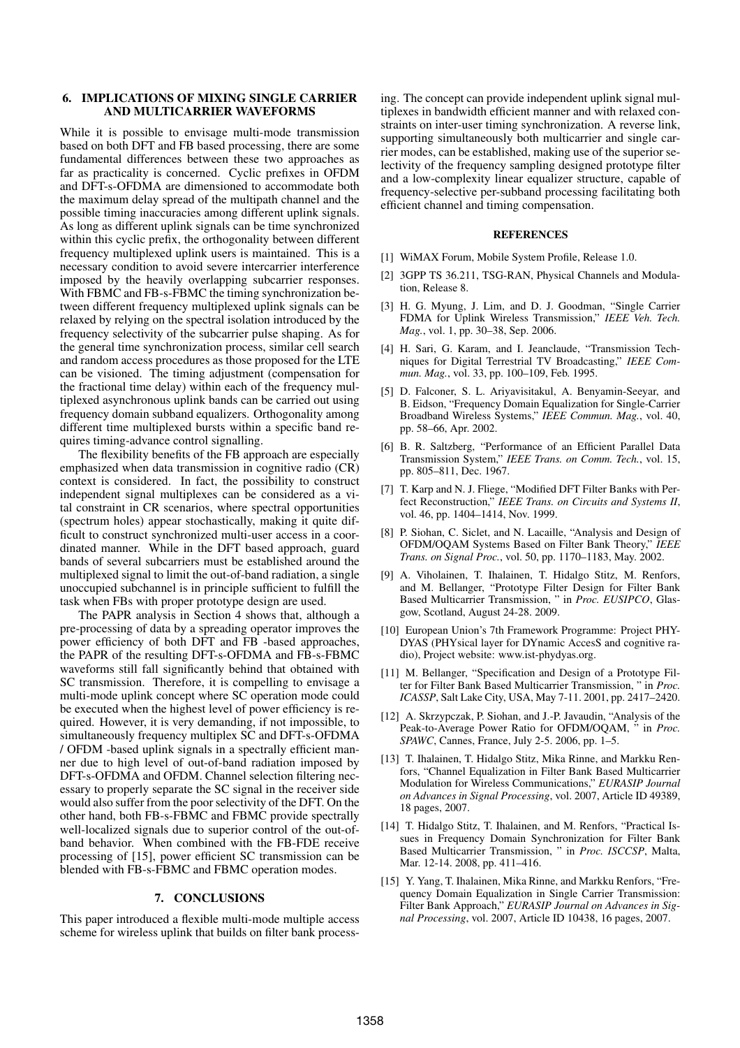## 6. IMPLICATIONS OF MIXING SINGLE CARRIER AND MULTICARRIER WAVEFORMS

While it is possible to envisage multi-mode transmission based on both DFT and FB based processing, there are some fundamental differences between these two approaches as far as practicality is concerned. Cyclic prefixes in OFDM and DFT-s-OFDMA are dimensioned to accommodate both the maximum delay spread of the multipath channel and the possible timing inaccuracies among different uplink signals. As long as different uplink signals can be time synchronized within this cyclic prefix, the orthogonality between different frequency multiplexed uplink users is maintained. This is a necessary condition to avoid severe intercarrier interference imposed by the heavily overlapping subcarrier responses. With FBMC and FB-s-FBMC the timing synchronization between different frequency multiplexed uplink signals can be relaxed by relying on the spectral isolation introduced by the frequency selectivity of the subcarrier pulse shaping. As for the general time synchronization process, similar cell search and random access procedures as those proposed for the LTE can be visioned. The timing adjustment (compensation for the fractional time delay) within each of the frequency multiplexed asynchronous uplink bands can be carried out using frequency domain subband equalizers. Orthogonality among different time multiplexed bursts within a specific band requires timing-advance control signalling.

The flexibility benefits of the FB approach are especially emphasized when data transmission in cognitive radio (CR) context is considered. In fact, the possibility to construct independent signal multiplexes can be considered as a vital constraint in CR scenarios, where spectral opportunities (spectrum holes) appear stochastically, making it quite difficult to construct synchronized multi-user access in a coordinated manner. While in the DFT based approach, guard bands of several subcarriers must be established around the multiplexed signal to limit the out-of-band radiation, a single unoccupied subchannel is in principle sufficient to fulfill the task when FBs with proper prototype design are used.

The PAPR analysis in Section 4 shows that, although a pre-processing of data by a spreading operator improves the power efficiency of both DFT and FB -based approaches, the PAPR of the resulting DFT-s-OFDMA and FB-s-FBMC waveforms still fall significantly behind that obtained with SC transmission. Therefore, it is compelling to envisage a multi-mode uplink concept where SC operation mode could be executed when the highest level of power efficiency is required. However, it is very demanding, if not impossible, to simultaneously frequency multiplex SC and DFT-s-OFDMA / OFDM -based uplink signals in a spectrally efficient manner due to high level of out-of-band radiation imposed by DFT-s-OFDMA and OFDM. Channel selection filtering necessary to properly separate the SC signal in the receiver side would also suffer from the poor selectivity of the DFT. On the other hand, both FB-s-FBMC and FBMC provide spectrally well-localized signals due to superior control of the out-of-band behavior. When combined with the FB-FDE receive processing of [15], power efficient SC transmission can be blended with FB-s-FBMC and FBMC operation modes.

## 7. CONCLUSIONS

This paper introduced a flexible multi-mode multiple access scheme for wireless uplink that builds on filter bank processing. The concept can provide independent uplink signal multiplexes in bandwidth efficient manner and with relaxed constraints on inter-user timing synchronization. A reverse link, supporting simultaneously both multicarrier and single carrier modes, can be established, making use of the superior selectivity of the frequency sampling designed prototype filter and a low-complexity linear equalizer structure, capable of frequency-selective per-subband processing facilitating both efficient channel and timing compensation.

## REFERENCES

[1] WiMAX Forum, Mobile System Profile, Release 1.0.

[2] 3GPP TS 36.211, TSG-RAN, Physical Channels and Modulation, Release 8.

[3] H. G. Myung, J. Lim, and D. J. Goodman, "Single Carrier FDMA for Uplink Wireless Transmission," *IEEE Veh. Tech. Mag.*, vol. 1, pp. 30–38, Sep. 2006.

[4] H. Sari, G. Karam, and I. Jeanclaude, "Transmission Techniques for Digital Terrestrial TV Broadcasting," *IEEE Commun. Mag.*, vol. 33, pp. 100–109, Feb. 1995.

[5] D. Falconer, S. L. Ariyavisitakul, A. Benyamin-Seeyar, and B. Eidson, "Frequency Domain Equalization for Single-Carrier Broadband Wireless Systems," *IEEE Commun. Mag.*, vol. 40, pp. 58–66, Apr. 2002.

[6] B. R. Saltzberg, "Performance of an Efficient Parallel Data Transmission System," *IEEE Trans. on Comm. Tech.*, vol. 15, pp. 805–811, Dec. 1967.

[7] T. Karp and N. J. Fliege, "Modified DFT Filter Banks with Perfect Reconstruction," *IEEE Trans. on Circuits and Systems II*, vol. 46, pp. 1404–1414, Nov. 1999.

[8] P. Siohan, C. Siclet, and N. Lacaille, "Analysis and Design of OFDM/OQAM Systems Based on Filter Bank Theory," *IEEE Trans. on Signal Proc.*, vol. 50, pp. 1170–1183, May. 2002.

[9] A. Viholainen, T. Ihalainen, T. Hidalgo Stitz, M. Renfors, and M. Bellanger, "Prototype Filter Design for Filter Bank Based Multicarrier Transmission, " in *Proc. EUSIPCO*, Glasgow, Scotland, August 24-28. 2009.

[10] European Union's 7th Framework Programme: Project PHYDYAS (PHYsical layer for DYnamic AccesS and cognitive radio), Project website: www.ist-phydyas.org.

[11] M. Bellanger, "Specification and Design of a Prototype Filter for Filter Bank Based Multicarrier Transmission, " in *Proc. ICASSP*, Salt Lake City, USA, May 7-11. 2001, pp. 2417–2420.

[12] A. Skrzypczak, P. Siohan, and J.-P. Javaudin, "Analysis of the Peak-to-Average Power Ratio for OFDM/OQAM, " in *Proc. SPAWC*, Cannes, France, July 2-5. 2006, pp. 1–5.

[13] T. Ihalainen, T. Hidalgo Stitz, Mika Rinne, and Markku Renfors, "Channel Equalization in Filter Bank Based Multicarrier Modulation for Wireless Communications," *EURASIP Journal on Advances in Signal Processing*, vol. 2007, Article ID 49389, 18 pages, 2007.

[14] T. Hidalgo Stitz, T. Ihalainen, and M. Renfors, "Practical Issues in Frequency Domain Synchronization for Filter Bank Based Multicarrier Transmission, " in *Proc. ISCCSP*, Malta, Mar. 12-14. 2008, pp. 411–416.

[15] Y. Yang, T. Ihalainen, Mika Rinne, and Markku Renfors, "Frequency Domain Equalization in Single Carrier Transmission: Filter Bank Approach," *EURASIP Journal on Advances in Signal Processing*, vol. 2007, Article ID 10438, 16 pages, 2007.